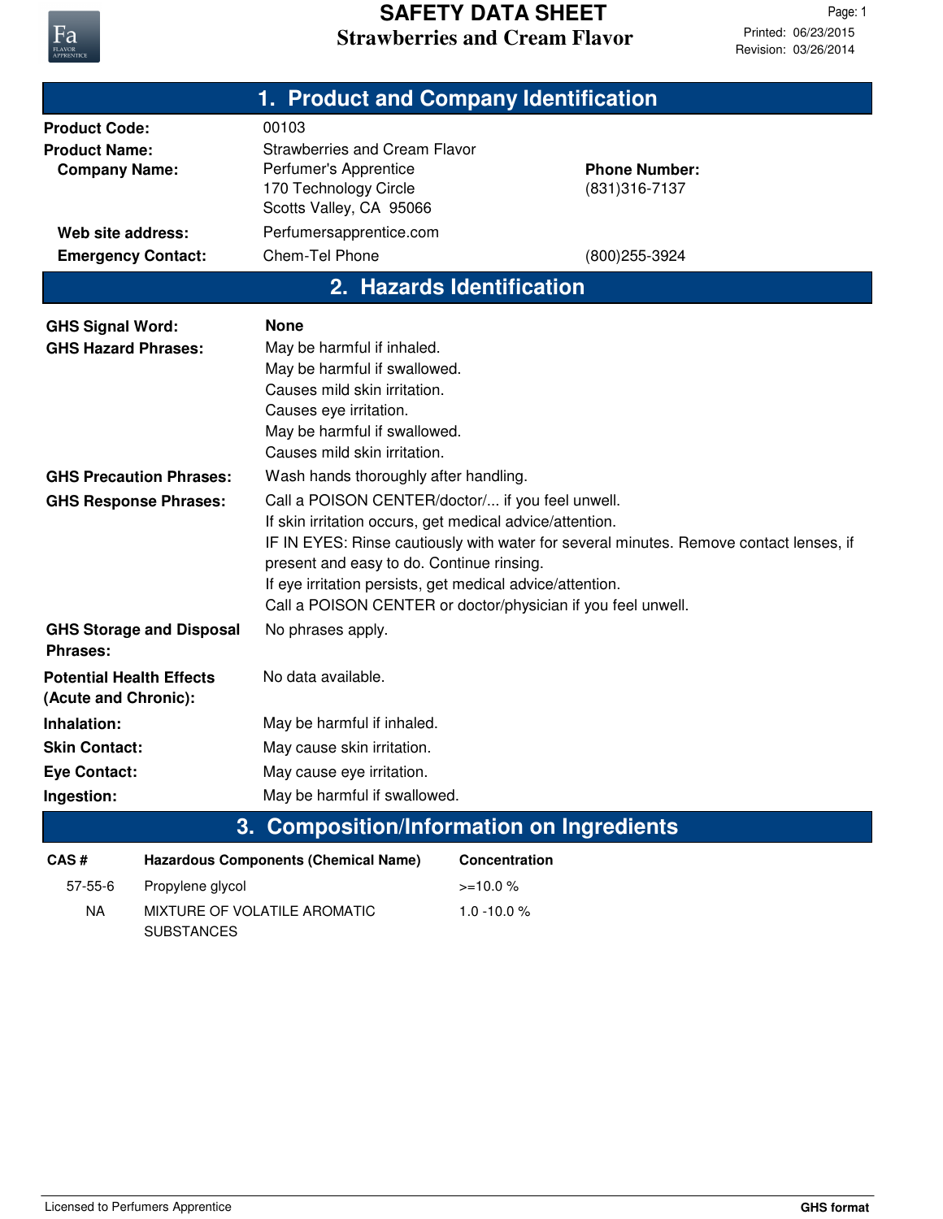# SAFETY DATA SHEET

## Strawberries and Cream Flavor

Page: 1
Printed: 06/23/2015
Revision: 03/26/2014

## 1. Product and Company Identification

**Product Code:** 00103

**Product Name:** Strawberries and Cream Flavor

**Company Name:** Perfumer's Apprentice
170 Technology Circle
Scotts Valley, CA 95066

**Phone Number:** (831)316-7137

**Web site address:** Perfumersapprentice.com

**Emergency Contact:** Chem-Tel Phone (800)255-3924

## 2. Hazards Identification

**GHS Signal Word:** None

**GHS Hazard Phrases:**
May be harmful if inhaled.
May be harmful if swallowed.
Causes mild skin irritation.
Causes eye irritation.
May be harmful if swallowed.
Causes mild skin irritation.

**GHS Precaution Phrases:** Wash hands thoroughly after handling.

**GHS Response Phrases:**
Call a POISON CENTER/doctor/... if you feel unwell.
If skin irritation occurs, get medical advice/attention.
IF IN EYES: Rinse cautiously with water for several minutes. Remove contact lenses, if present and easy to do. Continue rinsing.
If eye irritation persists, get medical advice/attention.
Call a POISON CENTER or doctor/physician if you feel unwell.

**GHS Storage and Disposal Phrases:** No phrases apply.

**Potential Health Effects (Acute and Chronic):** No data available.

**Inhalation:** May be harmful if inhaled.

**Skin Contact:** May cause skin irritation.

**Eye Contact:** May cause eye irritation.

**Ingestion:** May be harmful if swallowed.

## 3. Composition/Information on Ingredients

| CAS # | Hazardous Components (Chemical Name) | Concentration |
|---|---|---|
| 57-55-6 | Propylene glycol | >=10.0 % |
| NA | MIXTURE OF VOLATILE AROMATIC SUBSTANCES | 1.0 -10.0 % |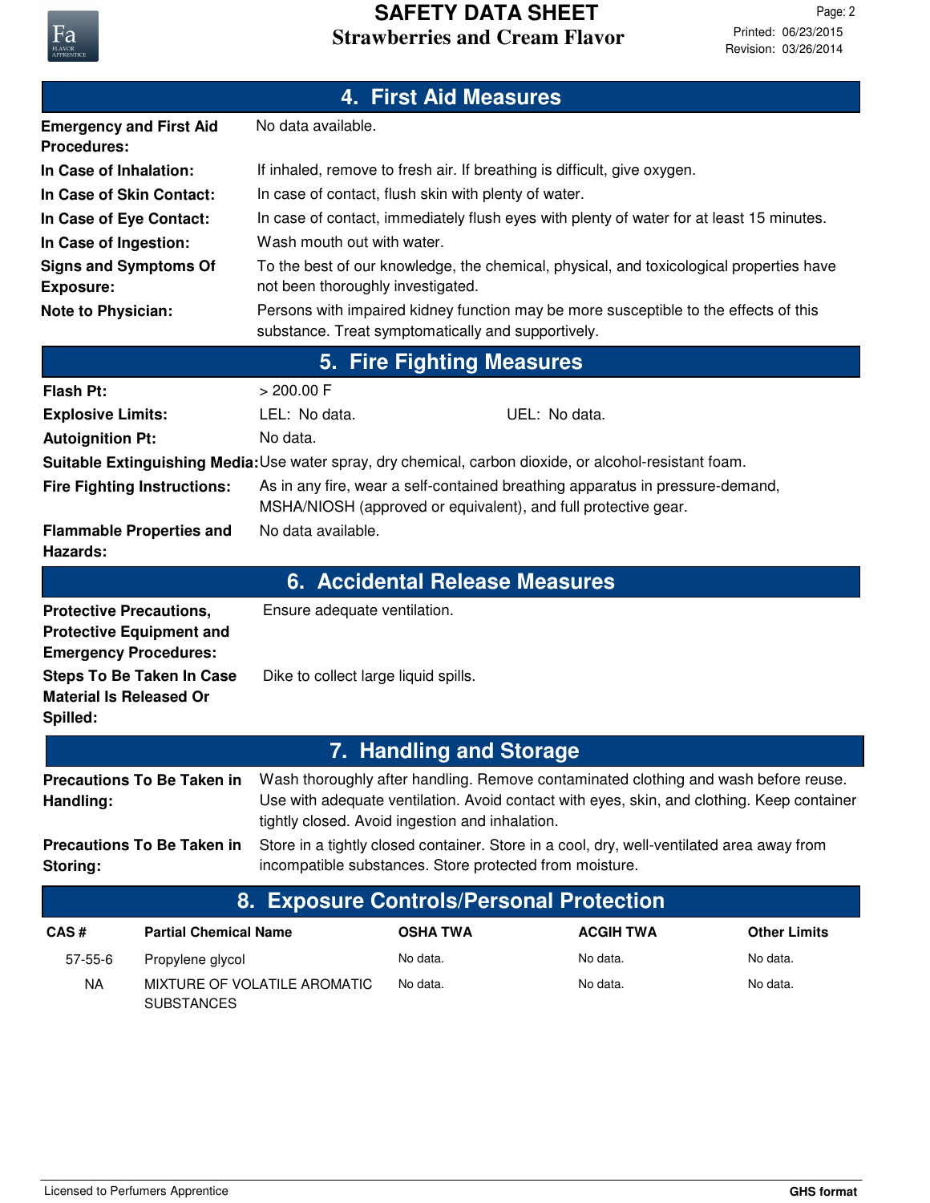## 4. First Aid Measures

**Emergency and First Aid Procedures:** No data available.

**In Case of Inhalation:** If inhaled, remove to fresh air. If breathing is difficult, give oxygen.

**In Case of Skin Contact:** In case of contact, flush skin with plenty of water.

**In Case of Eye Contact:** In case of contact, immediately flush eyes with plenty of water for at least 15 minutes.

**In Case of Ingestion:** Wash mouth out with water.

**Signs and Symptoms Of Exposure:** To the best of our knowledge, the chemical, physical, and toxicological properties have not been thoroughly investigated.

**Note to Physician:** Persons with impaired kidney function may be more susceptible to the effects of this substance. Treat symptomatically and supportively.

## 5. Fire Fighting Measures

**Flash Pt:** > 200.00 F

**Explosive Limits:** LEL: No data. UEL: No data.

**Autoignition Pt:** No data.

**Suitable Extinguishing Media:** Use water spray, dry chemical, carbon dioxide, or alcohol-resistant foam.

**Fire Fighting Instructions:** As in any fire, wear a self-contained breathing apparatus in pressure-demand, MSHA/NIOSH (approved or equivalent), and full protective gear.

**Flammable Properties and Hazards:** No data available.

## 6. Accidental Release Measures

**Protective Precautions, Protective Equipment and Emergency Procedures:** Ensure adequate ventilation.

**Steps To Be Taken In Case Material Is Released Or Spilled:** Dike to collect large liquid spills.

## 7. Handling and Storage

**Precautions To Be Taken in Handling:** Wash thoroughly after handling. Remove contaminated clothing and wash before reuse. Use with adequate ventilation. Avoid contact with eyes, skin, and clothing. Keep container tightly closed. Avoid ingestion and inhalation.

**Precautions To Be Taken in Storing:** Store in a tightly closed container. Store in a cool, dry, well-ventilated area away from incompatible substances. Store protected from moisture.

## 8. Exposure Controls/Personal Protection

| CAS # | Partial Chemical Name | OSHA TWA | ACGIH TWA | Other Limits |
|---|---|---|---|---|
| 57-55-6 | Propylene glycol | No data. | No data. | No data. |
| NA | MIXTURE OF VOLATILE AROMATIC SUBSTANCES | No data. | No data. | No data. |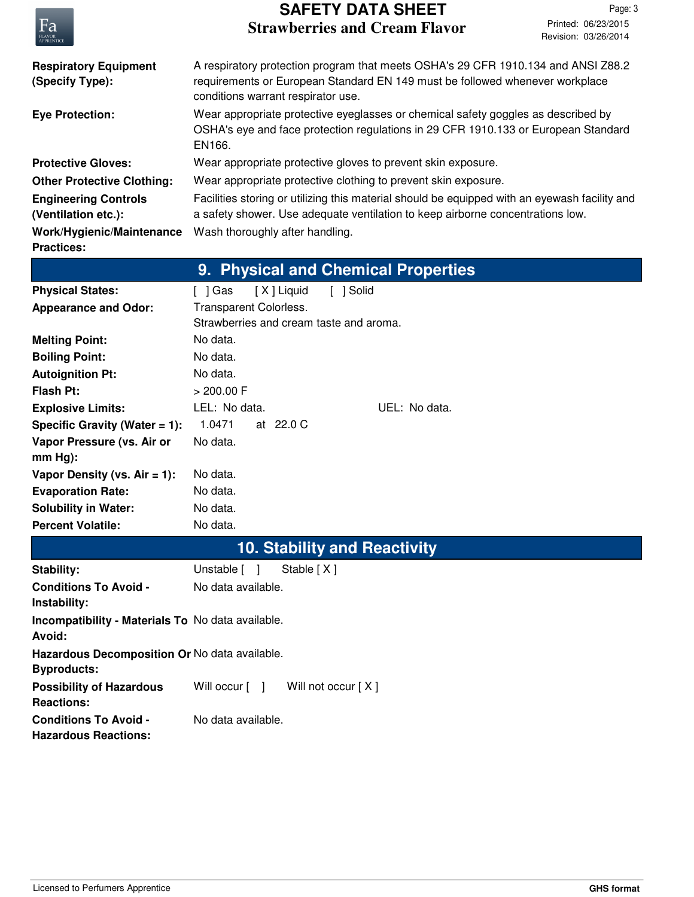| | |
|---|---|
| **Respiratory Equipment (Specify Type):** | A respiratory protection program that meets OSHA's 29 CFR 1910.134 and ANSI Z88.2 requirements or European Standard EN 149 must be followed whenever workplace conditions warrant respirator use. |
| **Eye Protection:** | Wear appropriate protective eyeglasses or chemical safety goggles as described by OSHA's eye and face protection regulations in 29 CFR 1910.133 or European Standard EN166. |
| **Protective Gloves:** | Wear appropriate protective gloves to prevent skin exposure. |
| **Other Protective Clothing:** | Wear appropriate protective clothing to prevent skin exposure. |
| **Engineering Controls (Ventilation etc.):** | Facilities storing or utilizing this material should be equipped with an eyewash facility and a safety shower. Use adequate ventilation to keep airborne concentrations low. |
| **Work/Hygienic/Maintenance Practices:** | Wash thoroughly after handling. |

## 9. Physical and Chemical Properties

| | |
|---|---|
| **Physical States:** | [ ] Gas [ X ] Liquid [ ] Solid |
| **Appearance and Odor:** | Transparent Colorless. Strawberries and cream taste and aroma. |
| **Melting Point:** | No data. |
| **Boiling Point:** | No data. |
| **Autoignition Pt:** | No data. |
| **Flash Pt:** | > 200.00 F |
| **Explosive Limits:** | LEL: No data. UEL: No data. |
| **Specific Gravity (Water = 1):** | 1.0471 at 22.0 C |
| **Vapor Pressure (vs. Air or mm Hg):** | No data. |
| **Vapor Density (vs. Air = 1):** | No data. |
| **Evaporation Rate:** | No data. |
| **Solubility in Water:** | No data. |
| **Percent Volatile:** | No data. |

## 10. Stability and Reactivity

| | |
|---|---|
| **Stability:** | Unstable [ ] Stable [ X ] |
| **Conditions To Avoid - Instability:** | No data available. |
| **Incompatibility - Materials To Avoid:** | No data available. |
| **Hazardous Decomposition Or Byproducts:** | No data available. |
| **Possibility of Hazardous Reactions:** | Will occur [ ] Will not occur [ X ] |
| **Conditions To Avoid - Hazardous Reactions:** | No data available. |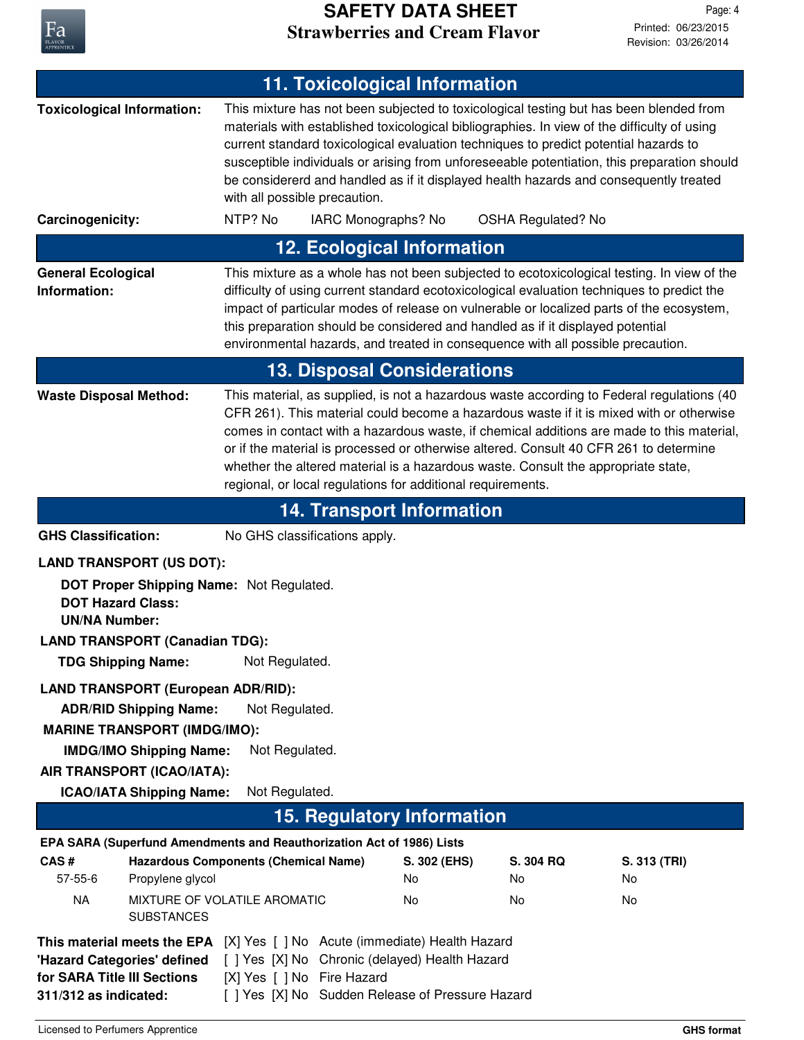## 11. Toxicological Information

**Toxicological Information:** This mixture has not been subjected to toxicological testing but has been blended from materials with established toxicological bibliographies. In view of the difficulty of using current standard toxicological evaluation techniques to predict potential hazards to susceptible individuals or arising from unforeseeable potentiation, this preparation should be considererd and handled as if it displayed health hazards and consequently treated with all possible precaution.

**Carcinogenicity:** NTP? No IARC Monographs? No OSHA Regulated? No

## 12. Ecological Information

**General Ecological Information:** This mixture as a whole has not been subjected to ecotoxicological testing. In view of the difficulty of using current standard ecotoxicological evaluation techniques to predict the impact of particular modes of release on vulnerable or localized parts of the ecosystem, this preparation should be considered and handled as if it displayed potential environmental hazards, and treated in consequence with all possible precaution.

## 13. Disposal Considerations

**Waste Disposal Method:** This material, as supplied, is not a hazardous waste according to Federal regulations (40 CFR 261). This material could become a hazardous waste if it is mixed with or otherwise comes in contact with a hazardous waste, if chemical additions are made to this material, or if the material is processed or otherwise altered. Consult 40 CFR 261 to determine whether the altered material is a hazardous waste. Consult the appropriate state, regional, or local regulations for additional requirements.

## 14. Transport Information

**GHS Classification:** No GHS classifications apply.

**LAND TRANSPORT (US DOT):**

**DOT Proper Shipping Name:** Not Regulated.
**DOT Hazard Class:**
**UN/NA Number:**

**LAND TRANSPORT (Canadian TDG):**

**TDG Shipping Name:** Not Regulated.

**LAND TRANSPORT (European ADR/RID):**

**ADR/RID Shipping Name:** Not Regulated.

**MARINE TRANSPORT (IMDG/IMO):**

**IMDG/IMO Shipping Name:** Not Regulated.

**AIR TRANSPORT (ICAO/IATA):**

**ICAO/IATA Shipping Name:** Not Regulated.

## 15. Regulatory Information

**EPA SARA (Superfund Amendments and Reauthorization Act of 1986) Lists**

| CAS # | Hazardous Components (Chemical Name) | S. 302 (EHS) | S. 304 RQ | S. 313 (TRI) |
|---|---|---|---|---|
| 57-55-6 | Propylene glycol | No | No | No |
| NA | MIXTURE OF VOLATILE AROMATIC SUBSTANCES | No | No | No |

**This material meets the EPA 'Hazard Categories' defined for SARA Title III Sections 311/312 as indicated:**

[X] Yes [ ] No Acute (immediate) Health Hazard
[ ] Yes [X] No Chronic (delayed) Health Hazard
[X] Yes [ ] No Fire Hazard
[ ] Yes [X] No Sudden Release of Pressure Hazard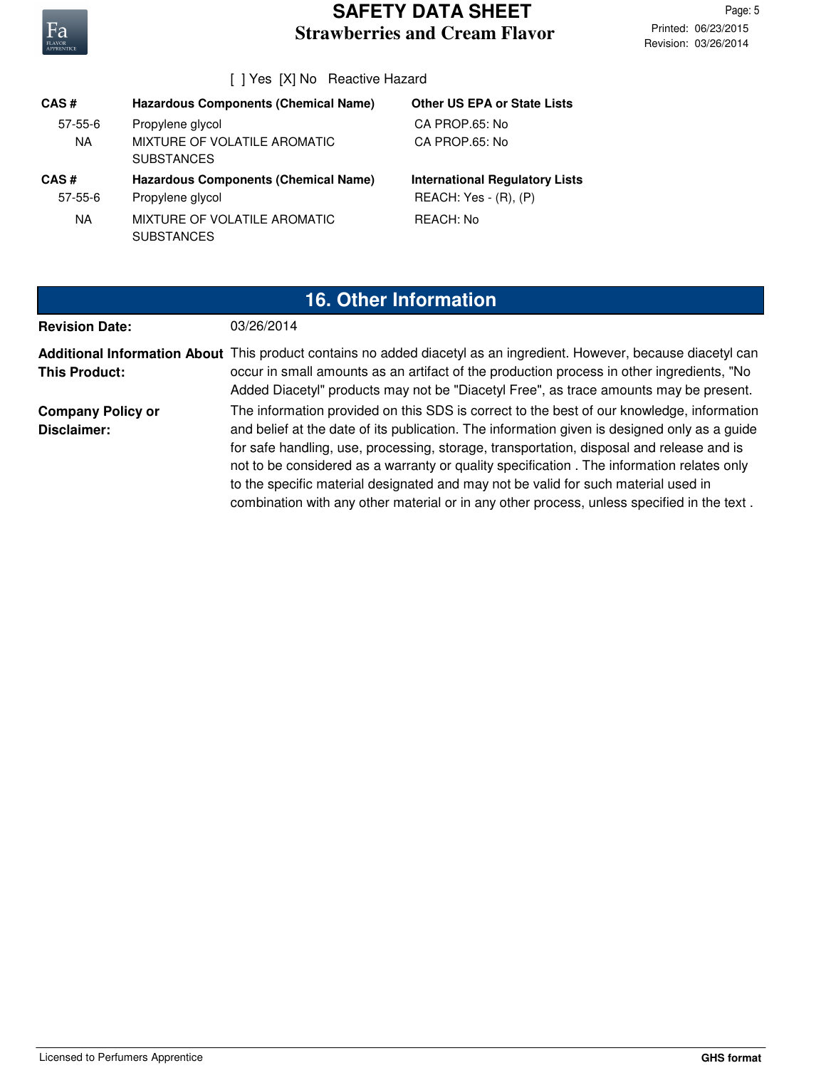[ ] Yes [X] No Reactive Hazard

| CAS # | Hazardous Components (Chemical Name) | Other US EPA or State Lists |
|---|---|---|
| 57-55-6 | Propylene glycol | CA PROP.65: No |
| NA | MIXTURE OF VOLATILE AROMATIC SUBSTANCES | CA PROP.65: No |

| CAS # | Hazardous Components (Chemical Name) | International Regulatory Lists |
|---|---|---|
| 57-55-6 | Propylene glycol | REACH: Yes - (R), (P) |
| NA | MIXTURE OF VOLATILE AROMATIC SUBSTANCES | REACH: No |

## 16. Other Information

**Revision Date:** 03/26/2014

**Additional Information About This Product:** This product contains no added diacetyl as an ingredient. However, because diacetyl can occur in small amounts as an artifact of the production process in other ingredients, "No Added Diacetyl" products may not be "Diacetyl Free", as trace amounts may be present.

**Company Policy or Disclaimer:** The information provided on this SDS is correct to the best of our knowledge, information and belief at the date of its publication. The information given is designed only as a guide for safe handling, use, processing, storage, transportation, disposal and release and is not to be considered as a warranty or quality specification . The information relates only to the specific material designated and may not be valid for such material used in combination with any other material or in any other process, unless specified in the text .